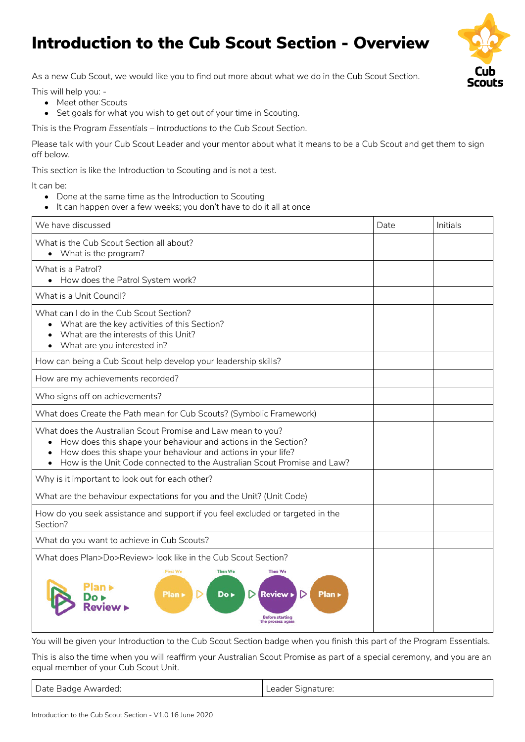# Introduction to the Cub Scout Section - Overview

As a new Cub Scout, we would like you to find out more about what we do in the Cub Scout Section.

This will help you: -

- Meet other Scouts
- Set goals for what you wish to get out of your time in Scouting.

This is the *Program Essentials – Introductions to the Cub Scout Section*.

Please talk with your Cub Scout Leader and your mentor about what it means to be a Cub Scout and get them to sign off below.

This section is like the Introduction to Scouting and is not a test.

It can be:

- Done at the same time as the Introduction to Scouting
- It can happen over a few weeks; you don't have to do it all at once

| We have discussed | Date | Initials |
|---|---|---|
| What is the Cub Scout Section all about?<br>• What is the program? | | |
| What is a Patrol?<br>• How does the Patrol System work? | | |
| What is a Unit Council? | | |
| What can I do in the Cub Scout Section?<br>• What are the key activities of this Section?<br>• What are the interests of this Unit?<br>• What are you interested in? | | |
| How can being a Cub Scout help develop your leadership skills? | | |
| How are my achievements recorded? | | |
| Who signs off on achievements? | | |
| What does *Create the Path* mean for Cub Scouts? (Symbolic Framework) | | |
| What does the Australian Scout Promise and Law mean to you?<br>• How does this shape your behaviour and actions in the Section?<br>• How does this shape your behaviour and actions in your life?<br>• How is the Unit Code connected to the Australian Scout Promise and Law? | | |
| Why is it important to look out for each other? | | |
| What are the behaviour expectations for you and the Unit? (Unit Code) | | |
| How do you seek assistance and support if you feel excluded or targeted in the Section? | | |
| What do you want to achieve in Cub Scouts? | | |
| What does Plan>Do>Review> look like in the Cub Scout Section?<br>Plan ▸ Do ▸ Review ▸<br>First We Plan ▸ Then We Do ▸ Then We Review ▸ Before starting the process again Plan ▸ | | |

You will be given your Introduction to the Cub Scout Section badge when you finish this part of the Program Essentials.

This is also the time when you will reaffirm your Australian Scout Promise as part of a special ceremony, and you are an equal member of your Cub Scout Unit.

| Date Badge Awarded: | Leader Signature: |
|---|---|

Introduction to the Cub Scout Section - V1.0 16 June 2020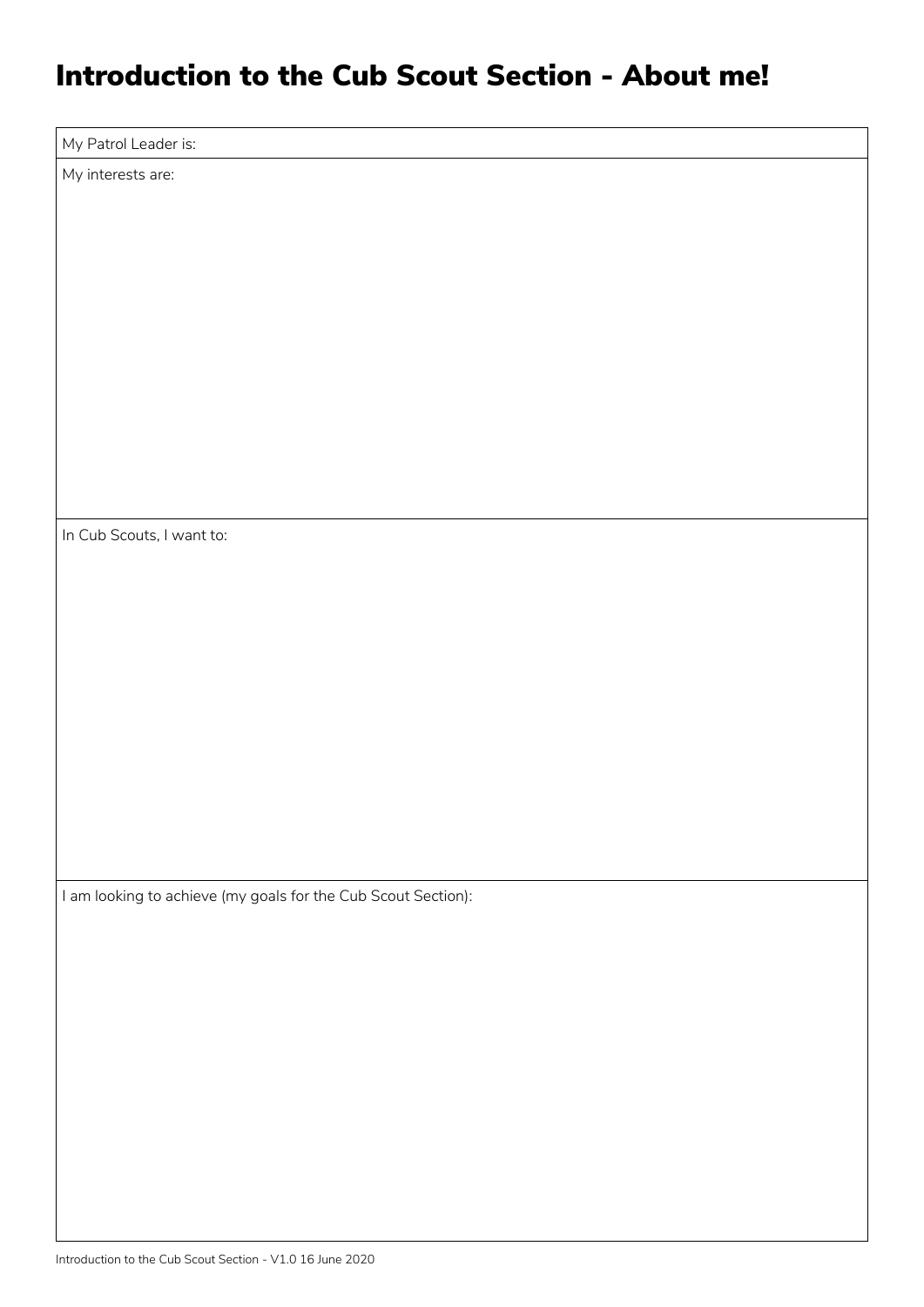# Introduction to the Cub Scout Section - About me!

| |
|---|
| My Patrol Leader is: |
| My interests are: |
| In Cub Scouts, I want to: |
| I am looking to achieve (my goals for the Cub Scout Section): |